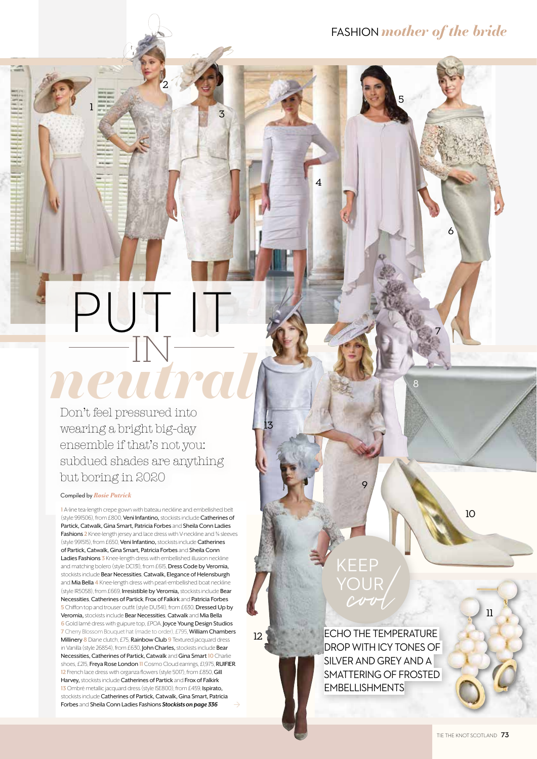# PUT IT IN *neutral*

Don't feel pressured into wearing a bright big-day ensemble if that's not you: subdued shades are anything but boring in 2020

Compiled by *Rosie Patrick*

1 A-line tea-length crepe gown with bateau neckline and embellished belt (style 991506), from £800, **Veni Infantino,** stockists include **Catherines of Partick, Catwalk, Gina Smart, Patricia Forbes** and **Sheila Conn Ladies Fashions** 2 Knee-length jersey and lace dress with V-neckline and ¾ sleeves (style 991515), from £650, **Veni Infantino,** stockists include **Catherines of Partick, Catwalk, Gina Smart, Patricia Forbes** and **Sheila Conn Ladies Fashions** 3 Knee-length dress with embellished illusion neckline and matching bolero (style DC131), from £615, **Dress Code by Veromia,** stockists include **Bear Necessities, Catwalk, Elegance of Helensburgh** and **Mia Bella** 4 Knee-length dress with pearl-embellished boat neckline (style IR5058), from £669, **Irresistible by Veromia,** stockists include **Bear Necessities, Catherines of Partick, Frox of Falkirk** and **Patricia Forbes** 5 Chiffon top and trouser outfit (style DU341), from £630, **Dressed Up by Veromia,** stockists include **Bear Necessities, Catwalk** and **Mia Bella** 6 Gold lamé dress with guipure top, £POA, **Joyce Young Design Studios** 7 Cherry Blossom Bouquet hat (made to order), £795, **William Chambers Millinery** 8 Diane clutch, £75, **Rainbow Club** 9 Textured jacquard dress in Vanilla (style 26854), from £630, **John Charles,** stockists include **Bear Necessities, Catherines of Partick, Catwalk** and **Gina Smart** 10 Charlie shoes, £215, **Freya Rose London** 11 Cosmo Cloud earrings, £1,975, **RUIFIER** 12 French lace dress with organza flowers (style 5017), from £850, **Gill Harvey,** stockists include **Catherines of Partick** and **Frox of Falkirk** 13 Ombré metallic jacquard dress (style ISE800), from £459, **Ispirato,** stockists include **Catherines of Partick, Catwalk, Gina Smart, Patricia Forbes** and **Sheila Conn Ladies Fashions** ***Stockists on page 336***

## KEEP YOUR *cool*

ECHO THE TEMPERATURE DROP WITH ICY TONES OF SILVER AND GREY AND A SMATTERING OF FROSTED EMBELLISHMENTS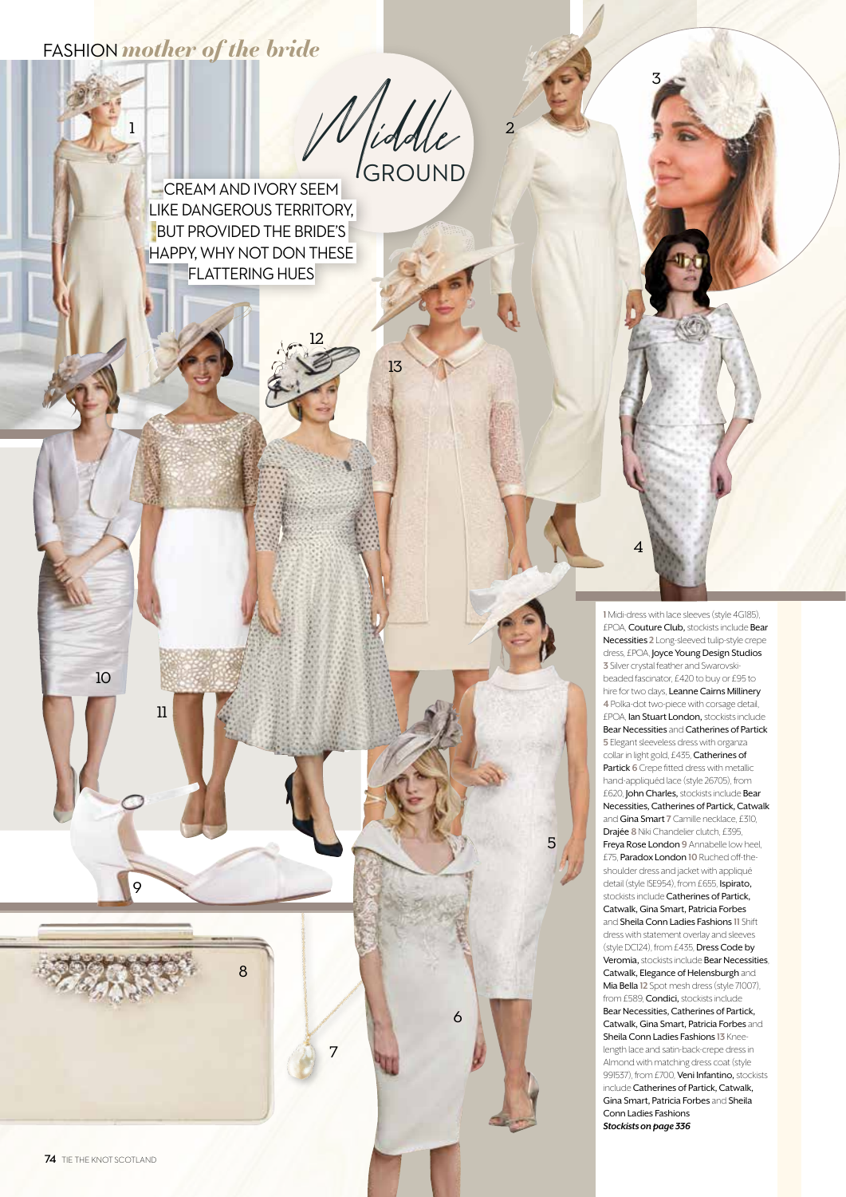FASHION *mother of the bride*

# *Middle* GROUND

CREAM AND IVORY SEEM LIKE DANGEROUS TERRITORY, BUT PROVIDED THE BRIDE'S HAPPY, WHY NOT DON THESE FLATTERING HUES

1 Midi-dress with lace sleeves (style 4G185), £POA, **Couture Club,** stockists include **Bear Necessities** 2 Long-sleeved tulip-style crepe dress, £POA, **Joyce Young Design Studios** 3 Silver crystal feather and Swarovski-beaded fascinator, £420 to buy or £95 to hire for two days, **Leanne Cairns Millinery** 4 Polka-dot two-piece with corsage detail, £POA, **Ian Stuart London,** stockists include **Bear Necessities** and **Catherines of Partick** 5 Elegant sleeveless dress with organza collar in light gold, £435, **Catherines of Partick** 6 Crepe fitted dress with metallic hand-appliquéd lace (style 26705), from £620, **John Charles,** stockists include **Bear Necessities, Catherines of Partick, Catwalk** and **Gina Smart** 7 Camille necklace, £310, **Drajée** 8 Niki Chandelier clutch, £395, **Freya Rose London** 9 Annabelle low heel, £75, **Paradox London** 10 Ruched off-the-shoulder dress and jacket with appliqué detail (style ISE954), from £655, **Ispirato,** stockists include **Catherines of Partick, Catwalk, Gina Smart, Patricia Forbes** and **Sheila Conn Ladies Fashions** 11 Shift dress with statement overlay and sleeves (style DC124), from £435, **Dress Code by Veromia,** stockists include **Bear Necessities, Catwalk, Elegance of Helensburgh** and **Mia Bella** 12 Spot mesh dress (style 71007), from £589, **Condici,** stockists include **Bear Necessities, Catherines of Partick, Catwalk, Gina Smart, Patricia Forbes** and **Sheila Conn Ladies Fashions** 13 Knee-length lace and satin-back-crepe dress in Almond with matching dress coat (style 991537), from £700, **Veni Infantino,** stockists include **Catherines of Partick, Catwalk, Gina Smart, Patricia Forbes** and **Sheila Conn Ladies Fashions**

***Stockists on page 336***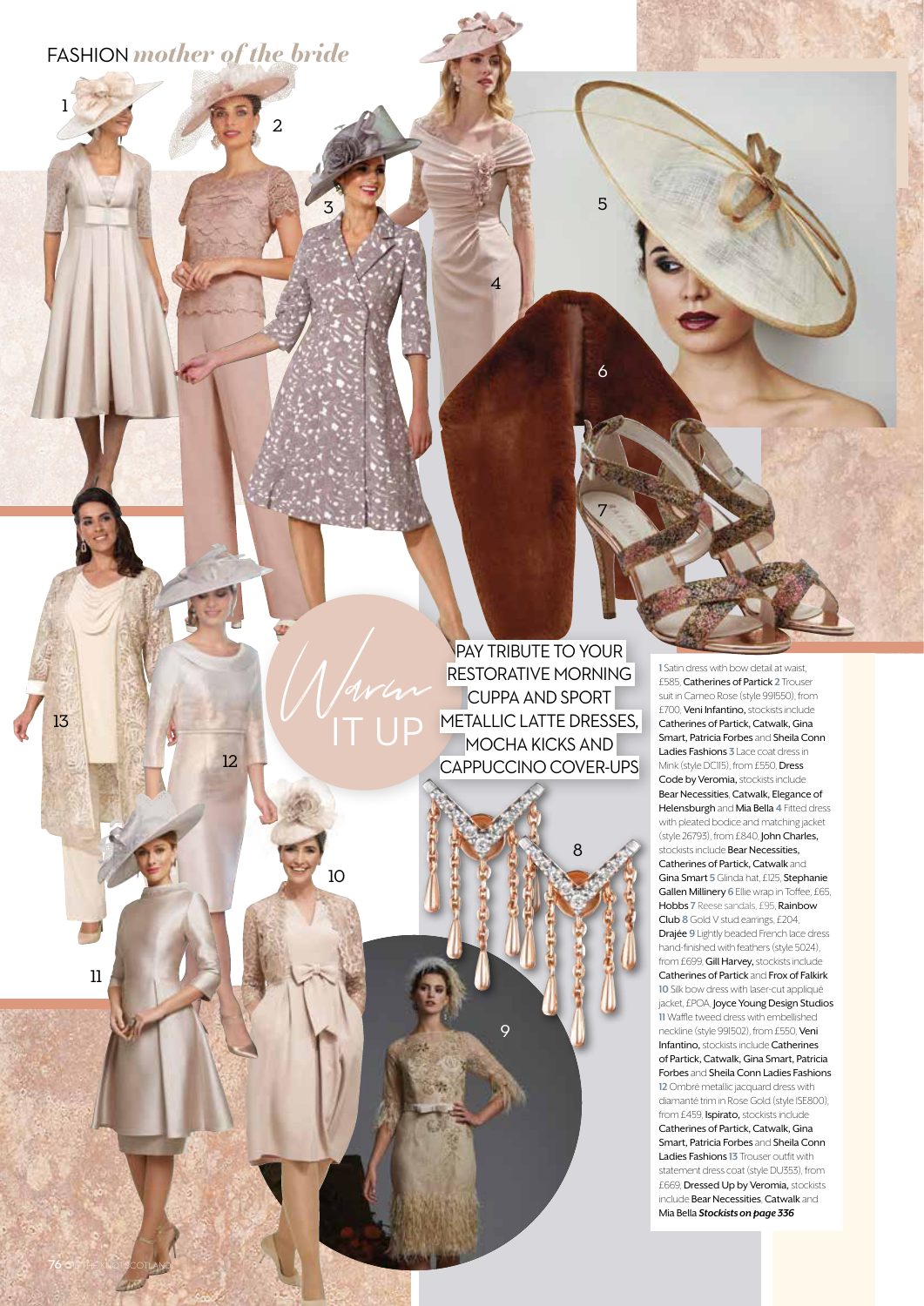# Warm IT UP

PAY TRIBUTE TO YOUR RESTORATIVE MORNING CUPPA AND SPORT METALLIC LATTE DRESSES, MOCHA KICKS AND CAPPUCCINO COVER-UPS

**1** Satin dress with bow detail at waist, £585, **Catherines of Partick** **2** Trouser suit in Cameo Rose (style 991550), from £700, **Veni Infantino,** stockists include **Catherines of Partick, Catwalk, Gina Smart, Patricia Forbes** and **Sheila Conn Ladies Fashions** **3** Lace coat dress in Mink (style DC115), from £550, **Dress Code by Veromia,** stockists include **Bear Necessities, Catwalk, Elegance of Helensburgh** and **Mia Bella** **4** Fitted dress with pleated bodice and matching jacket (style 26793), from £840, **John Charles,** stockists include **Bear Necessities, Catherines of Partick, Catwalk** and **Gina Smart** **5** Glinda hat, £125, **Stephanie Gallen Millinery** **6** Ellie wrap in Toffee, £65, **Hobbs** **7** Reese sandals, £95, **Rainbow Club** **8** Gold V stud earrings, £204, **Drajée** **9** Lightly beaded French lace dress hand-finished with feathers (style 5024), from £699, **Gill Harvey,** stockists include **Catherines of Partick** and **Frox of Falkirk** **10** Silk bow dress with laser-cut appliqué jacket, £POA, **Joyce Young Design Studios** **11** Waffle tweed dress with embellished neckline (style 991502), from £550, **Veni Infantino,** stockists include **Catherines of Partick, Catwalk, Gina Smart, Patricia Forbes** and **Sheila Conn Ladies Fashions** **12** Ombré metallic jacquard dress with diamanté trim in Rose Gold (style ISE800), from £459, **Ispirato,** stockists include **Catherines of Partick, Catwalk, Gina Smart, Patricia Forbes** and **Sheila Conn Ladies Fashions** **13** Trouser outfit with statement dress coat (style DU353), from £669, **Dressed Up by Veromia,** stockists include **Bear Necessities, Catwalk** and **Mia Bella** ***Stockists on page 336***